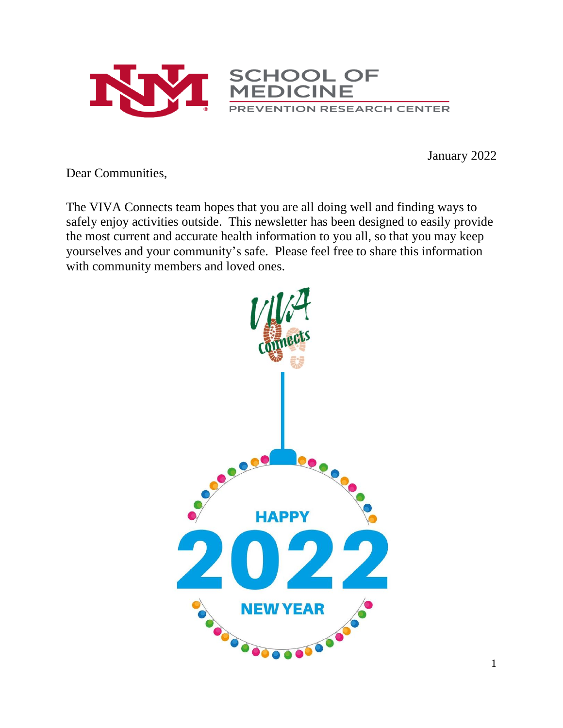SCHOOL OF MEDICINE

PREVENTION RESEARCH CENTER

January 2022

Dear Communities,

The VIVA Connects team hopes that you are all doing well and finding ways to safely enjoy activities outside. This newsletter has been designed to easily provide the most current and accurate health information to you all, so that you may keep yourselves and your community's safe. Please feel free to share this information with community members and loved ones.

VIVA Connects

HAPPY 2022 NEW YEAR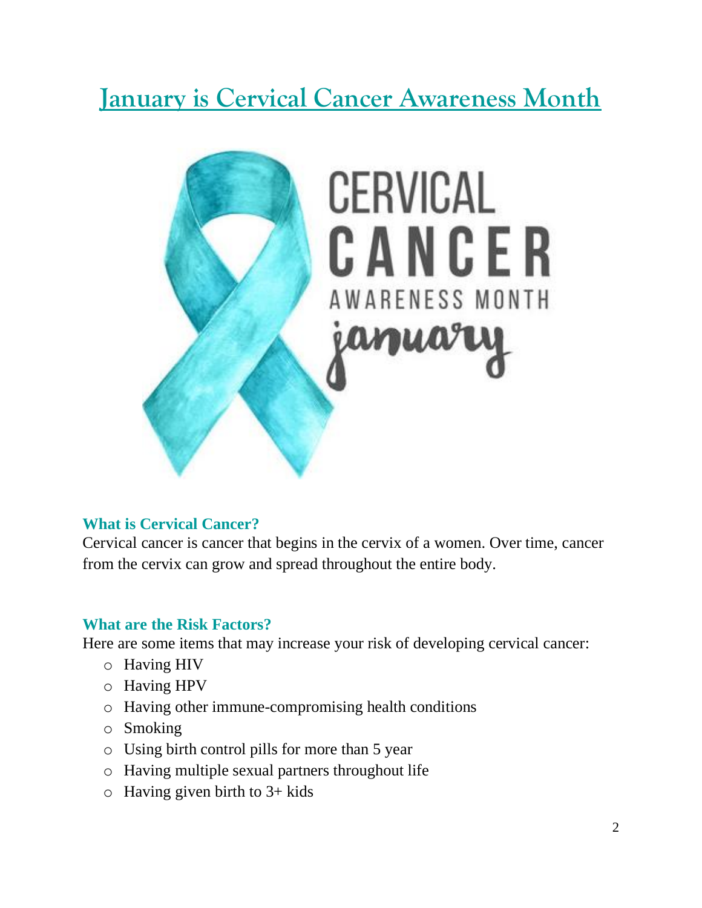# January is Cervical Cancer Awareness Month

### What is Cervical Cancer?

Cervical cancer is cancer that begins in the cervix of a women. Over time, cancer from the cervix can grow and spread throughout the entire body.

### What are the Risk Factors?

Here are some items that may increase your risk of developing cervical cancer:

- Having HIV
- Having HPV
- Having other immune-compromising health conditions
- Smoking
- Using birth control pills for more than 5 year
- Having multiple sexual partners throughout life
- Having given birth to 3+ kids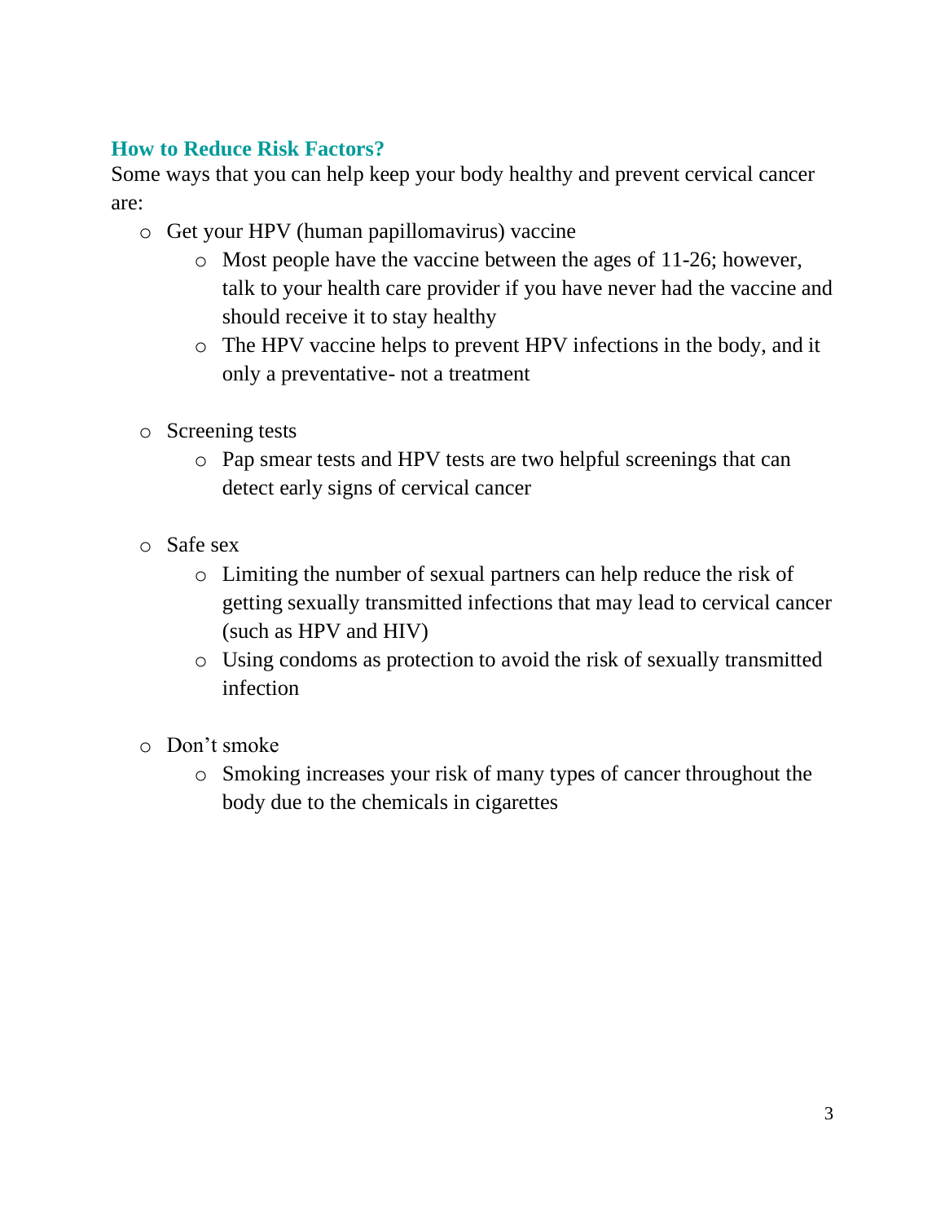## How to Reduce Risk Factors?

Some ways that you can help keep your body healthy and prevent cervical cancer are:

- Get your HPV (human papillomavirus) vaccine
  - Most people have the vaccine between the ages of 11-26; however, talk to your health care provider if you have never had the vaccine and should receive it to stay healthy
  - The HPV vaccine helps to prevent HPV infections in the body, and it only a preventative- not a treatment

- Screening tests
  - Pap smear tests and HPV tests are two helpful screenings that can detect early signs of cervical cancer

- Safe sex
  - Limiting the number of sexual partners can help reduce the risk of getting sexually transmitted infections that may lead to cervical cancer (such as HPV and HIV)
  - Using condoms as protection to avoid the risk of sexually transmitted infection

- Don't smoke
  - Smoking increases your risk of many types of cancer throughout the body due to the chemicals in cigarettes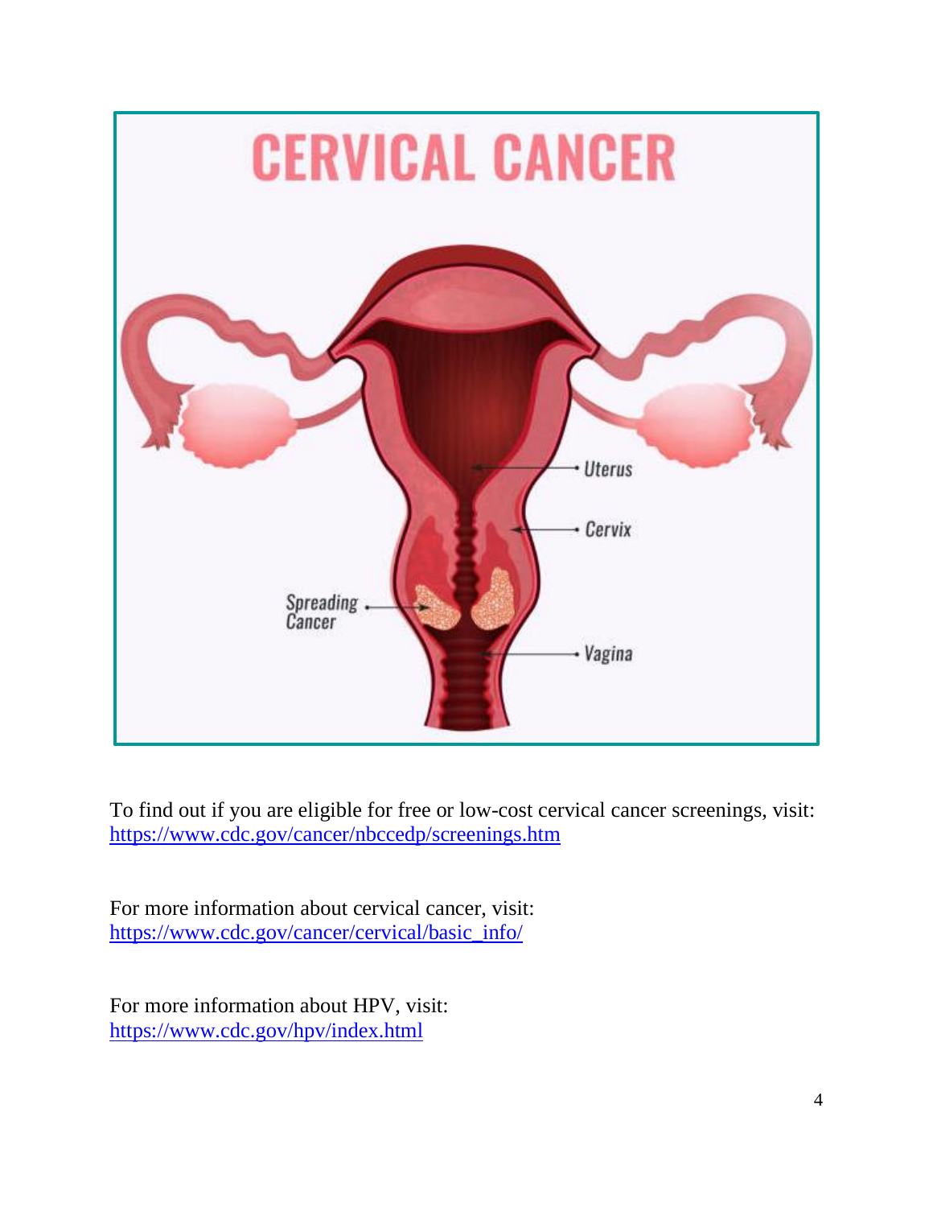# CERVICAL CANCER

Uterus

Cervix

Spreading Cancer

Vagina

To find out if you are eligible for free or low-cost cervical cancer screenings, visit: https://www.cdc.gov/cancer/nbccedp/screenings.htm

For more information about cervical cancer, visit: https://www.cdc.gov/cancer/cervical/basic_info/

For more information about HPV, visit: https://www.cdc.gov/hpv/index.html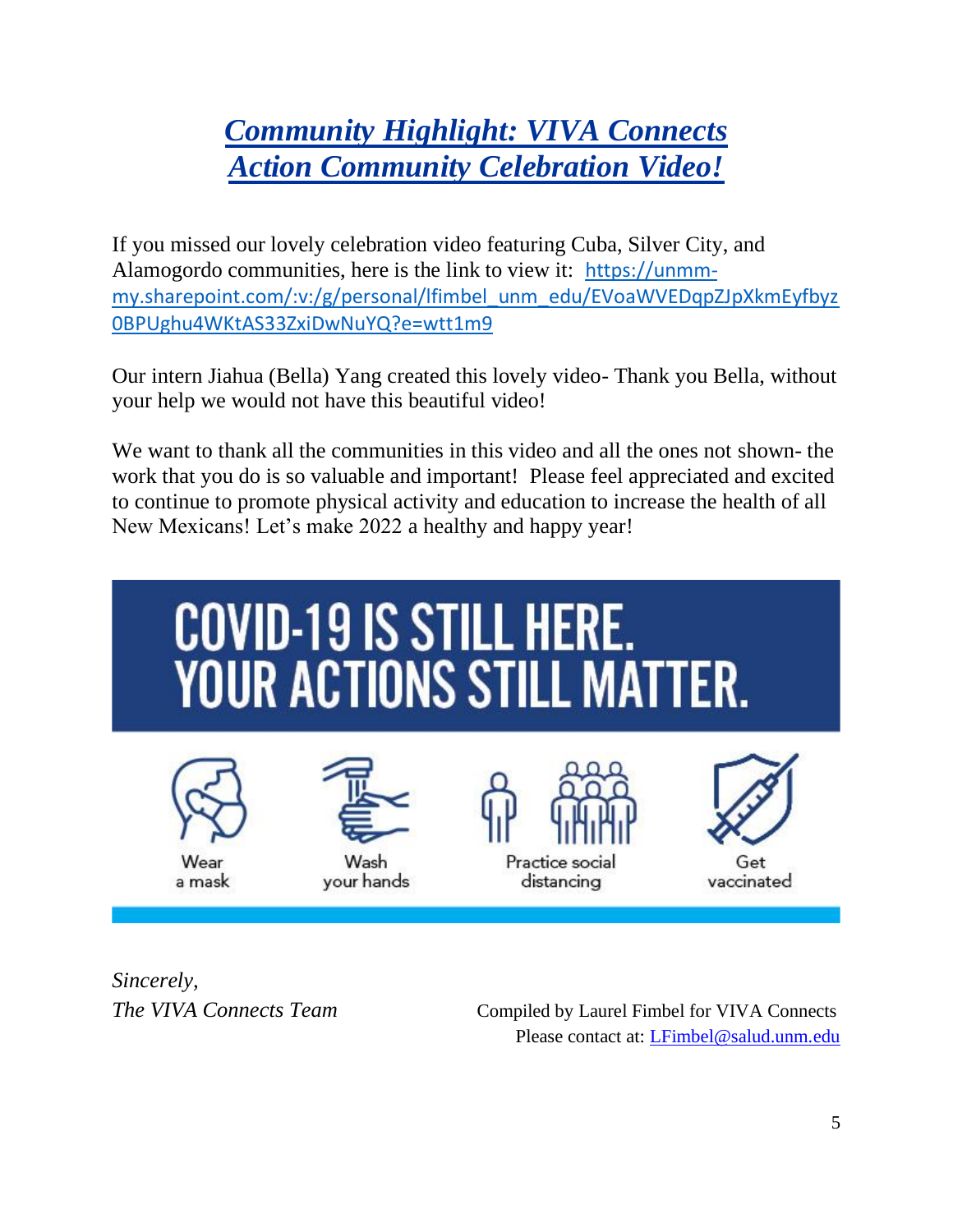## ***Community Highlight: VIVA Connects Action Community Celebration Video!***

If you missed our lovely celebration video featuring Cuba, Silver City, and Alamogordo communities, here is the link to view it: https://unmm-my.sharepoint.com/:v:/g/personal/lfimbel_unm_edu/EVoaWVEDqpZJpXkmEyfbyz0BPUghu4WKtAS33ZxiDwNuYQ?e=wtt1m9

Our intern Jiahua (Bella) Yang created this lovely video- Thank you Bella, without your help we would not have this beautiful video!

We want to thank all the communities in this video and all the ones not shown- the work that you do is so valuable and important! Please feel appreciated and excited to continue to promote physical activity and education to increase the health of all New Mexicans! Let's make 2022 a healthy and happy year!

COVID-19 IS STILL HERE.
YOUR ACTIONS STILL MATTER.

Wear a mask

Wash your hands

Practice social distancing

Get vaccinated

*Sincerely,*
*The VIVA Connects Team*

Compiled by Laurel Fimbel for VIVA Connects
Please contact at: LFimbel@salud.unm.edu